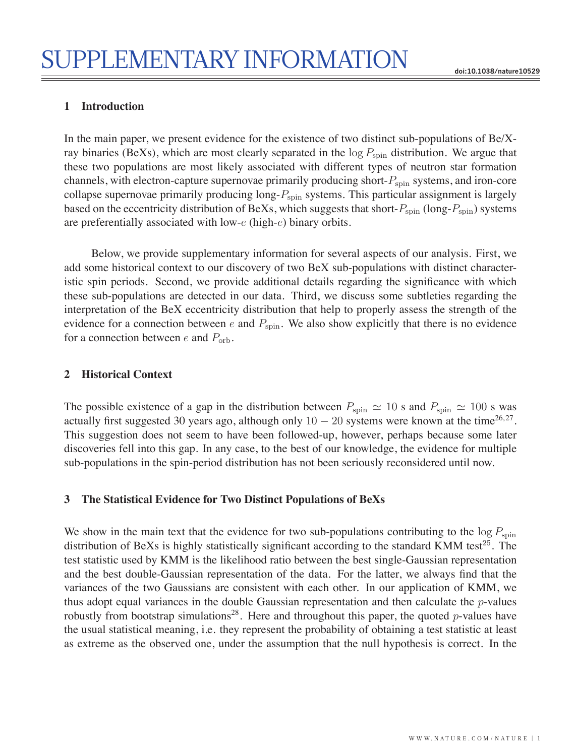# SUPPLEMENTARY INFORMATION

## 1 Introduction

In the main paper, we present evidence for the existence of two distinct sub-populations of Be/X-ray binaries (BeXs), which are most clearly separated in the $\log P_{\rm spin}$ distribution. We argue that these two populations are most likely associated with different types of neutron star formation channels, with electron-capture supernovae primarily producing short-$P_{\rm spin}$ systems, and iron-core collapse supernovae primarily producing long-$P_{\rm spin}$ systems. This particular assignment is largely based on the eccentricity distribution of BeXs, which suggests that short-$P_{\rm spin}$ (long-$P_{\rm spin}$) systems are preferentially associated with low-$e$ (high-$e$) binary orbits.

Below, we provide supplementary information for several aspects of our analysis. First, we add some historical context to our discovery of two BeX sub-populations with distinct characteristic spin periods. Second, we provide additional details regarding the significance with which these sub-populations are detected in our data. Third, we discuss some subtleties regarding the interpretation of the BeX eccentricity distribution that help to properly assess the strength of the evidence for a connection between $e$ and $P_{\rm spin}$. We also show explicitly that there is no evidence for a connection between $e$ and $P_{\rm orb}$.

## 2 Historical Context

The possible existence of a gap in the distribution between $P_{\rm spin} \simeq 10$ s and $P_{\rm spin} \simeq 100$ s was actually first suggested 30 years ago, although only $10 - 20$ systems were known at the time[26,27]. This suggestion does not seem to have been followed-up, however, perhaps because some later discoveries fell into this gap. In any case, to the best of our knowledge, the evidence for multiple sub-populations in the spin-period distribution has not been seriously reconsidered until now.

## 3 The Statistical Evidence for Two Distinct Populations of BeXs

We show in the main text that the evidence for two sub-populations contributing to the $\log P_{\rm spin}$ distribution of BeXs is highly statistically significant according to the standard KMM test[25]. The test statistic used by KMM is the likelihood ratio between the best single-Gaussian representation and the best double-Gaussian representation of the data. For the latter, we always find that the variances of the two Gaussians are consistent with each other. In our application of KMM, we thus adopt equal variances in the double Gaussian representation and then calculate the $p$-values robustly from bootstrap simulations[28]. Here and throughout this paper, the quoted $p$-values have the usual statistical meaning, i.e. they represent the probability of obtaining a test statistic at least as extreme as the observed one, under the assumption that the null hypothesis is correct. In the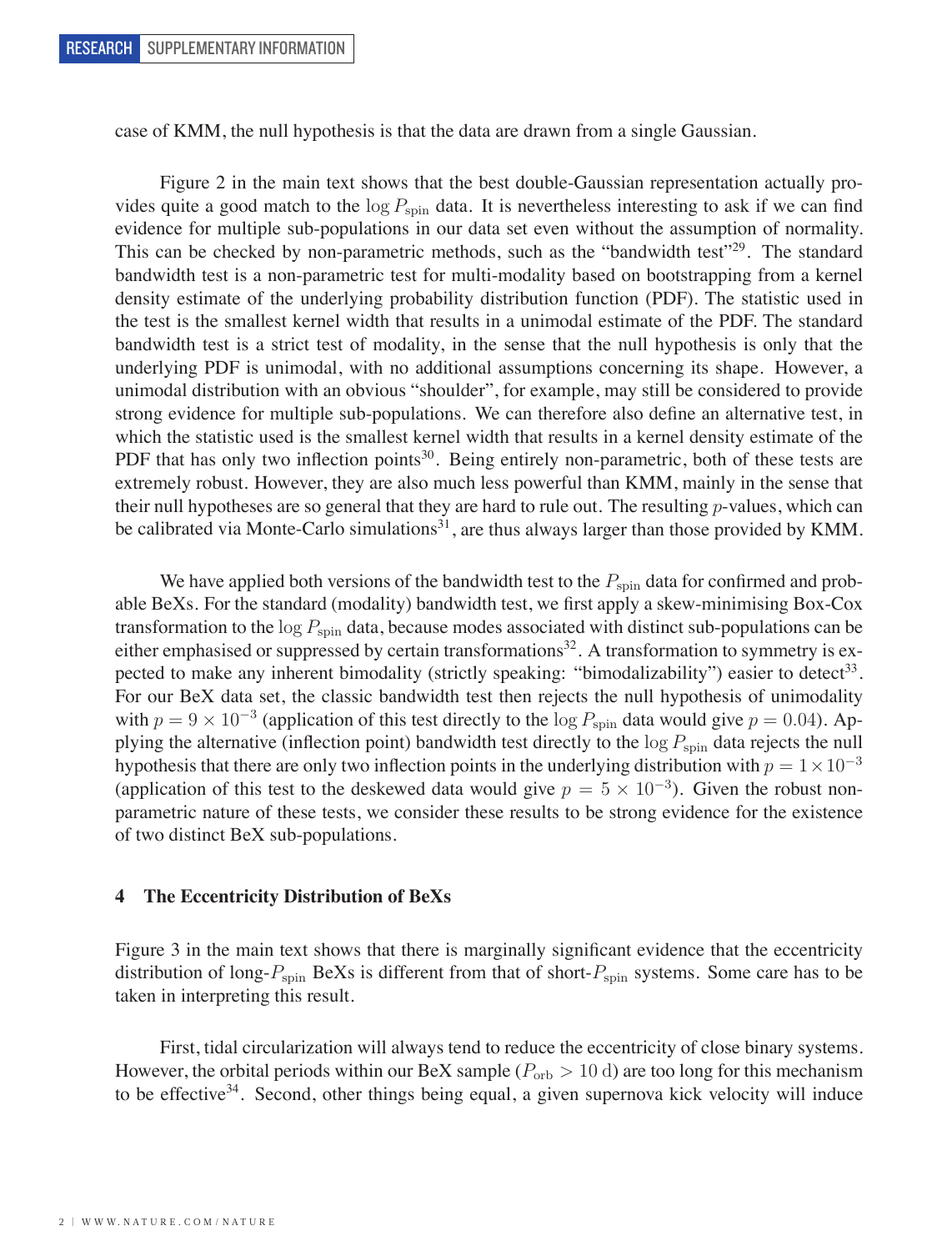case of KMM, the null hypothesis is that the data are drawn from a single Gaussian.

Figure 2 in the main text shows that the best double-Gaussian representation actually provides quite a good match to the $\log P_{\rm spin}$ data. It is nevertheless interesting to ask if we can find evidence for multiple sub-populations in our data set even without the assumption of normality. This can be checked by non-parametric methods, such as the "bandwidth test"[29]. The standard bandwidth test is a non-parametric test for multi-modality based on bootstrapping from a kernel density estimate of the underlying probability distribution function (PDF). The statistic used in the test is the smallest kernel width that results in a unimodal estimate of the PDF. The standard bandwidth test is a strict test of modality, in the sense that the null hypothesis is only that the underlying PDF is unimodal, with no additional assumptions concerning its shape. However, a unimodal distribution with an obvious "shoulder", for example, may still be considered to provide strong evidence for multiple sub-populations. We can therefore also define an alternative test, in which the statistic used is the smallest kernel width that results in a kernel density estimate of the PDF that has only two inflection points[30]. Being entirely non-parametric, both of these tests are extremely robust. However, they are also much less powerful than KMM, mainly in the sense that their null hypotheses are so general that they are hard to rule out. The resulting $p$-values, which can be calibrated via Monte-Carlo simulations[31], are thus always larger than those provided by KMM.

We have applied both versions of the bandwidth test to the $P_{\rm spin}$ data for confirmed and probable BeXs. For the standard (modality) bandwidth test, we first apply a skew-minimising Box-Cox transformation to the $\log P_{\rm spin}$ data, because modes associated with distinct sub-populations can be either emphasised or suppressed by certain transformations[32]. A transformation to symmetry is expected to make any inherent bimodality (strictly speaking: "bimodalizability") easier to detect[33]. For our BeX data set, the classic bandwidth test then rejects the null hypothesis of unimodality with $p = 9 \times 10^{-3}$ (application of this test directly to the $\log P_{\rm spin}$ data would give $p = 0.04$). Applying the alternative (inflection point) bandwidth test directly to the $\log P_{\rm spin}$ data rejects the null hypothesis that there are only two inflection points in the underlying distribution with $p = 1 \times 10^{-3}$ (application of this test to the deskewed data would give $p = 5 \times 10^{-3}$). Given the robust non-parametric nature of these tests, we consider these results to be strong evidence for the existence of two distinct BeX sub-populations.

## 4 The Eccentricity Distribution of BeXs

Figure 3 in the main text shows that there is marginally significant evidence that the eccentricity distribution of long-$P_{\rm spin}$ BeXs is different from that of short-$P_{\rm spin}$ systems. Some care has to be taken in interpreting this result.

First, tidal circularization will always tend to reduce the eccentricity of close binary systems. However, the orbital periods within our BeX sample ($P_{\rm orb} > 10$ d) are too long for this mechanism to be effective[34]. Second, other things being equal, a given supernova kick velocity will induce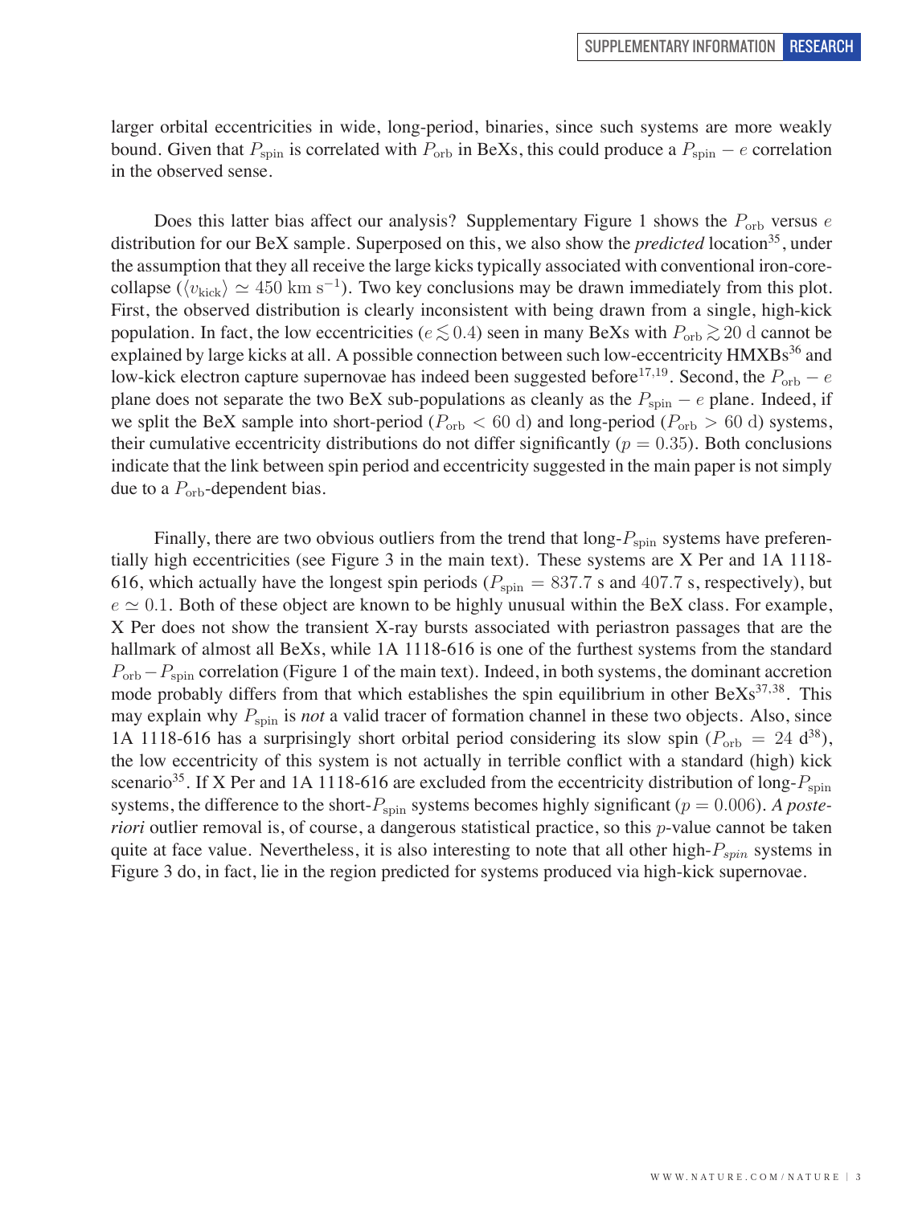larger orbital eccentricities in wide, long-period, binaries, since such systems are more weakly bound. Given that $P_{\rm spin}$ is correlated with $P_{\rm orb}$ in BeXs, this could produce a $P_{\rm spin} - e$ correlation in the observed sense.

Does this latter bias affect our analysis? Supplementary Figure 1 shows the $P_{\rm orb}$ versus $e$ distribution for our BeX sample. Superposed on this, we also show the *predicted* location[35], under the assumption that they all receive the large kicks typically associated with conventional iron-core-collapse ($\langle v_{\rm kick}\rangle \simeq 450~{\rm km~s^{-1}}$). Two key conclusions may be drawn immediately from this plot. First, the observed distribution is clearly inconsistent with being drawn from a single, high-kick population. In fact, the low eccentricities ($e \lesssim 0.4$) seen in many BeXs with $P_{\rm orb} \gtrsim 20$ d cannot be explained by large kicks at all. A possible connection between such low-eccentricity HMXBs[36] and low-kick electron capture supernovae has indeed been suggested before[17,19]. Second, the $P_{\rm orb} - e$ plane does not separate the two BeX sub-populations as cleanly as the $P_{\rm spin} - e$ plane. Indeed, if we split the BeX sample into short-period ($P_{\rm orb} < 60$ d) and long-period ($P_{\rm orb} > 60$ d) systems, their cumulative eccentricity distributions do not differ significantly ($p = 0.35$). Both conclusions indicate that the link between spin period and eccentricity suggested in the main paper is not simply due to a $P_{\rm orb}$-dependent bias.

Finally, there are two obvious outliers from the trend that long-$P_{\rm spin}$ systems have preferentially high eccentricities (see Figure 3 in the main text). These systems are X Per and 1A 1118-616, which actually have the longest spin periods ($P_{\rm spin} = 837.7$ s and $407.7$ s, respectively), but $e \simeq 0.1$. Both of these object are known to be highly unusual within the BeX class. For example, X Per does not show the transient X-ray bursts associated with periastron passages that are the hallmark of almost all BeXs, while 1A 1118-616 is one of the furthest systems from the standard $P_{\rm orb} - P_{\rm spin}$ correlation (Figure 1 of the main text). Indeed, in both systems, the dominant accretion mode probably differs from that which establishes the spin equilibrium in other BeXs[37,38]. This may explain why $P_{\rm spin}$ is *not* a valid tracer of formation channel in these two objects. Also, since 1A 1118-616 has a surprisingly short orbital period considering its slow spin ($P_{\rm orb} = 24$ d[38]), the low eccentricity of this system is not actually in terrible conflict with a standard (high) kick scenario[35]. If X Per and 1A 1118-616 are excluded from the eccentricity distribution of long-$P_{\rm spin}$ systems, the difference to the short-$P_{\rm spin}$ systems becomes highly significant ($p = 0.006$). *A posteriori* outlier removal is, of course, a dangerous statistical practice, so this $p$-value cannot be taken quite at face value. Nevertheless, it is also interesting to note that all other high-$P_{spin}$ systems in Figure 3 do, in fact, lie in the region predicted for systems produced via high-kick supernovae.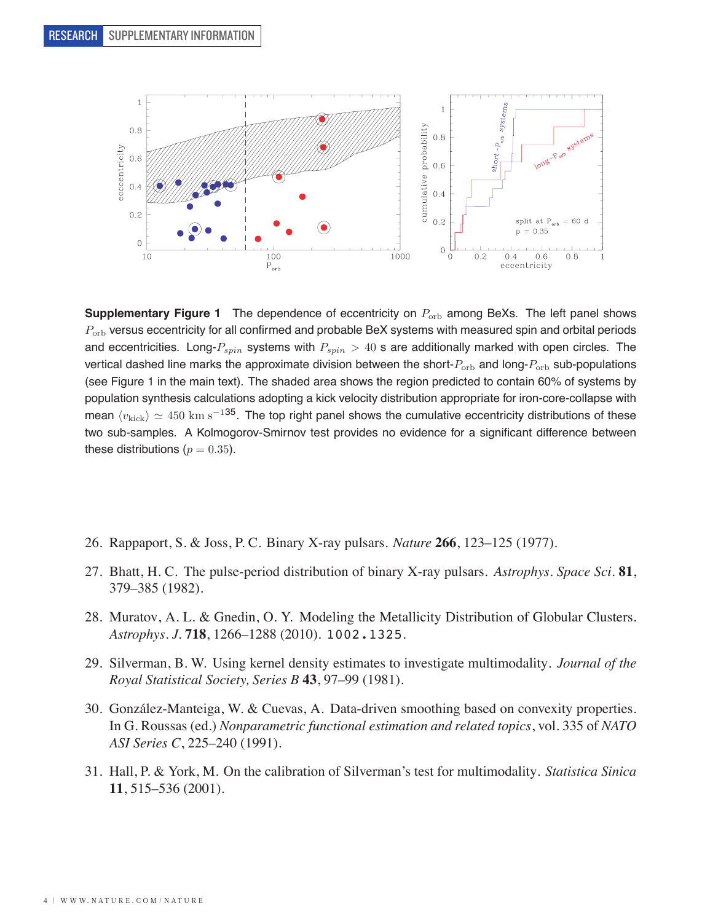**Supplementary Figure 1** The dependence of eccentricity on $P_{\rm orb}$ among BeXs. The left panel shows $P_{\rm orb}$ versus eccentricity for all confirmed and probable BeX systems with measured spin and orbital periods and eccentricities. Long-$P_{spin}$ systems with $P_{spin} > 40$ s are additionally marked with open circles. The vertical dashed line marks the approximate division between the short-$P_{\rm orb}$ and long-$P_{\rm orb}$ sub-populations (see Figure 1 in the main text). The shaded area shows the region predicted to contain 60% of systems by population synthesis calculations adopting a kick velocity distribution appropriate for iron-core-collapse with mean $\langle v_{\rm kick} \rangle \simeq 450$ km s$^{-1}$[35]. The top right panel shows the cumulative eccentricity distributions of these two sub-samples. A Kolmogorov-Smirnov test provides no evidence for a significant difference between these distributions ($p = 0.35$).

26. Rappaport, S. & Joss, P. C. Binary X-ray pulsars. *Nature* **266**, 123–125 (1977).

27. Bhatt, H. C. The pulse-period distribution of binary X-ray pulsars. *Astrophys. Space Sci.* **81**, 379–385 (1982).

28. Muratov, A. L. & Gnedin, O. Y. Modeling the Metallicity Distribution of Globular Clusters. *Astrophys. J.* **718**, 1266–1288 (2010). 1002.1325.

29. Silverman, B. W. Using kernel density estimates to investigate multimodality. *Journal of the Royal Statistical Society, Series B* **43**, 97–99 (1981).

30. González-Manteiga, W. & Cuevas, A. Data-driven smoothing based on convexity properties. In G. Roussas (ed.) *Nonparametric functional estimation and related topics*, vol. 335 of *NATO ASI Series C*, 225–240 (1991).

31. Hall, P. & York, M. On the calibration of Silverman's test for multimodality. *Statistica Sinica* **11**, 515–536 (2001).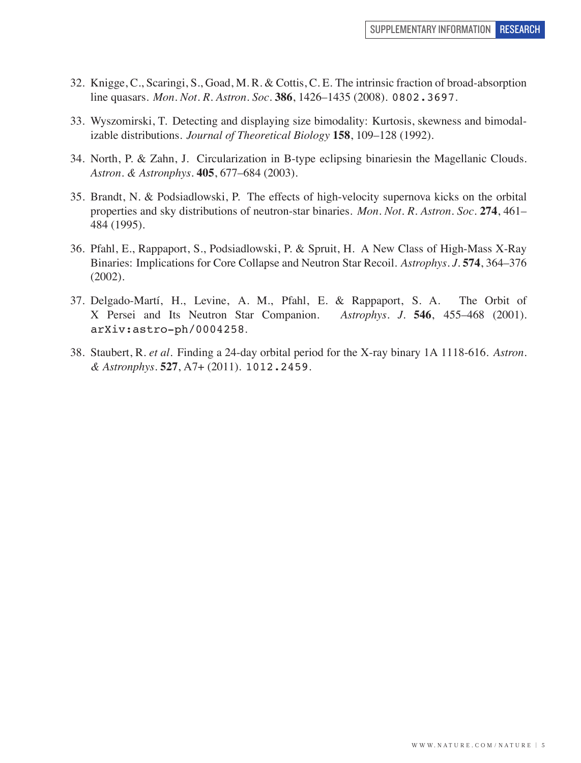32. Knigge, C., Scaringi, S., Goad, M. R. & Cottis, C. E. The intrinsic fraction of broad-absorption line quasars. *Mon. Not. R. Astron. Soc.* **386**, 1426–1435 (2008). 0802.3697.

33. Wyszomirski, T. Detecting and displaying size bimodality: Kurtosis, skewness and bimodalizable distributions. *Journal of Theoretical Biology* **158**, 109–128 (1992).

34. North, P. & Zahn, J. Circularization in B-type eclipsing binariesin the Magellanic Clouds. *Astron. & Astrophys.* **405**, 677–684 (2003).

35. Brandt, N. & Podsiadlowski, P. The effects of high-velocity supernova kicks on the orbital properties and sky distributions of neutron-star binaries. *Mon. Not. R. Astron. Soc.* **274**, 461–484 (1995).

36. Pfahl, E., Rappaport, S., Podsiadlowski, P. & Spruit, H. A New Class of High-Mass X-Ray Binaries: Implications for Core Collapse and Neutron Star Recoil. *Astrophys. J.* **574**, 364–376 (2002).

37. Delgado-Martí, H., Levine, A. M., Pfahl, E. & Rappaport, S. A. The Orbit of X Persei and Its Neutron Star Companion. *Astrophys. J.* **546**, 455–468 (2001). arXiv:astro-ph/0004258.

38. Staubert, R. *et al.* Finding a 24-day orbital period for the X-ray binary 1A 1118-616. *Astron. & Astronphys.* **527**, A7+ (2011). 1012.2459.